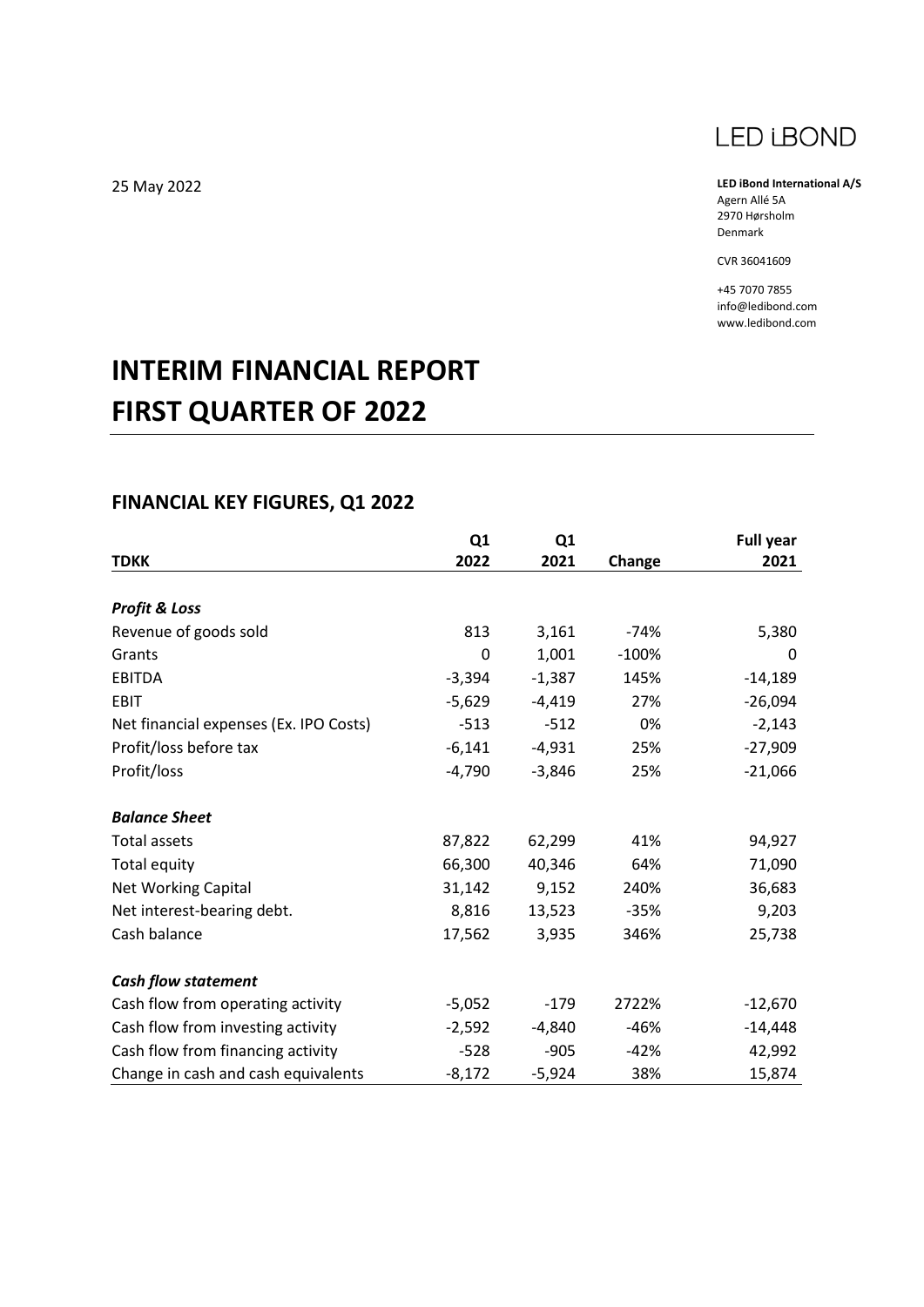LED iBOND

25 May 2022

**LED iBond International A/S**
Agern Allé 5A
2970 Hørsholm
Denmark

CVR 36041609

+45 7070 7855
info@ledibond.com
www.ledibond.com

# INTERIM FINANCIAL REPORT FIRST QUARTER OF 2022

## FINANCIAL KEY FIGURES, Q1 2022

| TDKK | Q1 2022 | Q1 2021 | Change | Full year 2021 |
|---|---|---|---|---|
| ***Profit & Loss*** | | | | |
| Revenue of goods sold | 813 | 3,161 | -74% | 5,380 |
| Grants | 0 | 1,001 | -100% | 0 |
| EBITDA | -3,394 | -1,387 | 145% | -14,189 |
| EBIT | -5,629 | -4,419 | 27% | -26,094 |
| Net financial expenses (Ex. IPO Costs) | -513 | -512 | 0% | -2,143 |
| Profit/loss before tax | -6,141 | -4,931 | 25% | -27,909 |
| Profit/loss | -4,790 | -3,846 | 25% | -21,066 |
| ***Balance Sheet*** | | | | |
| Total assets | 87,822 | 62,299 | 41% | 94,927 |
| Total equity | 66,300 | 40,346 | 64% | 71,090 |
| Net Working Capital | 31,142 | 9,152 | 240% | 36,683 |
| Net interest-bearing debt. | 8,816 | 13,523 | -35% | 9,203 |
| Cash balance | 17,562 | 3,935 | 346% | 25,738 |
| ***Cash flow statement*** | | | | |
| Cash flow from operating activity | -5,052 | -179 | 2722% | -12,670 |
| Cash flow from investing activity | -2,592 | -4,840 | -46% | -14,448 |
| Cash flow from financing activity | -528 | -905 | -42% | 42,992 |
| Change in cash and cash equivalents | -8,172 | -5,924 | 38% | 15,874 |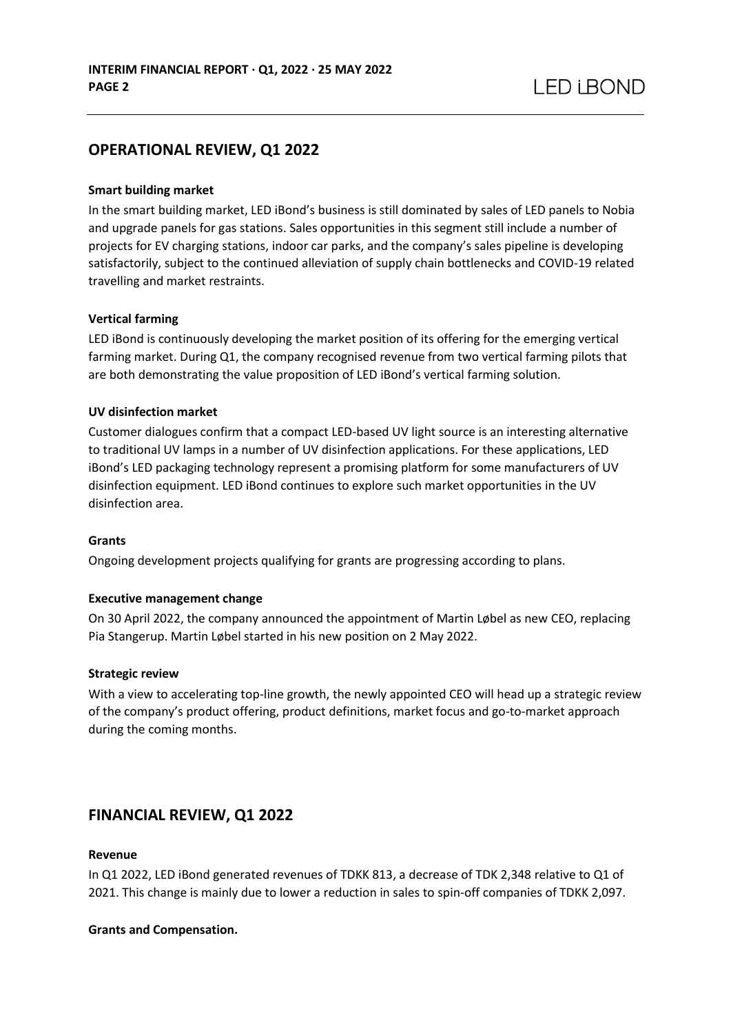## OPERATIONAL REVIEW, Q1 2022

**Smart building market**

In the smart building market, LED iBond's business is still dominated by sales of LED panels to Nobia and upgrade panels for gas stations. Sales opportunities in this segment still include a number of projects for EV charging stations, indoor car parks, and the company's sales pipeline is developing satisfactorily, subject to the continued alleviation of supply chain bottlenecks and COVID-19 related travelling and market restraints.

**Vertical farming**

LED iBond is continuously developing the market position of its offering for the emerging vertical farming market. During Q1, the company recognised revenue from two vertical farming pilots that are both demonstrating the value proposition of LED iBond's vertical farming solution.

**UV disinfection market**

Customer dialogues confirm that a compact LED-based UV light source is an interesting alternative to traditional UV lamps in a number of UV disinfection applications. For these applications, LED iBond's LED packaging technology represent a promising platform for some manufacturers of UV disinfection equipment. LED iBond continues to explore such market opportunities in the UV disinfection area.

**Grants**

Ongoing development projects qualifying for grants are progressing according to plans.

**Executive management change**

On 30 April 2022, the company announced the appointment of Martin Løbel as new CEO, replacing Pia Stangerup. Martin Løbel started in his new position on 2 May 2022.

**Strategic review**

With a view to accelerating top-line growth, the newly appointed CEO will head up a strategic review of the company's product offering, product definitions, market focus and go-to-market approach during the coming months.

## FINANCIAL REVIEW, Q1 2022

**Revenue**

In Q1 2022, LED iBond generated revenues of TDKK 813, a decrease of TDK 2,348 relative to Q1 of 2021. This change is mainly due to lower a reduction in sales to spin-off companies of TDKK 2,097.

**Grants and Compensation.**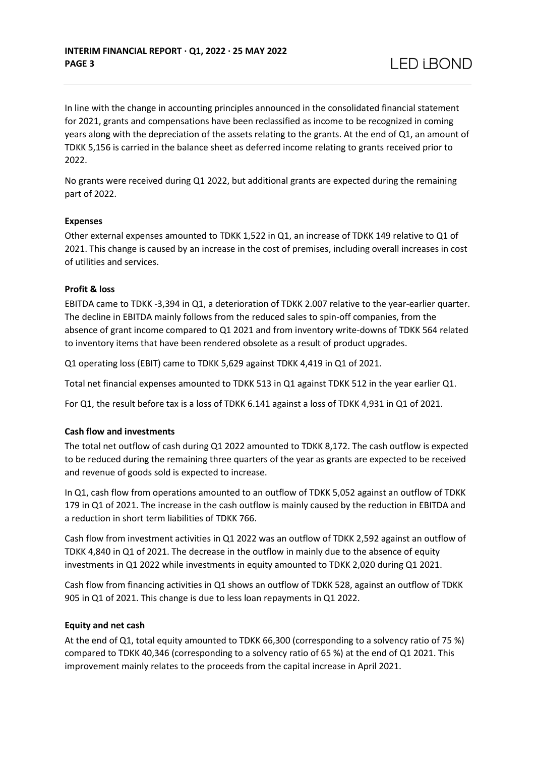In line with the change in accounting principles announced in the consolidated financial statement for 2021, grants and compensations have been reclassified as income to be recognized in coming years along with the depreciation of the assets relating to the grants. At the end of Q1, an amount of TDKK 5,156 is carried in the balance sheet as deferred income relating to grants received prior to 2022.

No grants were received during Q1 2022, but additional grants are expected during the remaining part of 2022.

**Expenses**

Other external expenses amounted to TDKK 1,522 in Q1, an increase of TDKK 149 relative to Q1 of 2021. This change is caused by an increase in the cost of premises, including overall increases in cost of utilities and services.

**Profit & loss**

EBITDA came to TDKK -3,394 in Q1, a deterioration of TDKK 2.007 relative to the year-earlier quarter. The decline in EBITDA mainly follows from the reduced sales to spin-off companies, from the absence of grant income compared to Q1 2021 and from inventory write-downs of TDKK 564 related to inventory items that have been rendered obsolete as a result of product upgrades.

Q1 operating loss (EBIT) came to TDKK 5,629 against TDKK 4,419 in Q1 of 2021.

Total net financial expenses amounted to TDKK 513 in Q1 against TDKK 512 in the year earlier Q1.

For Q1, the result before tax is a loss of TDKK 6.141 against a loss of TDKK 4,931 in Q1 of 2021.

**Cash flow and investments**

The total net outflow of cash during Q1 2022 amounted to TDKK 8,172. The cash outflow is expected to be reduced during the remaining three quarters of the year as grants are expected to be received and revenue of goods sold is expected to increase.

In Q1, cash flow from operations amounted to an outflow of TDKK 5,052 against an outflow of TDKK 179 in Q1 of 2021. The increase in the cash outflow is mainly caused by the reduction in EBITDA and a reduction in short term liabilities of TDKK 766.

Cash flow from investment activities in Q1 2022 was an outflow of TDKK 2,592 against an outflow of TDKK 4,840 in Q1 of 2021. The decrease in the outflow in mainly due to the absence of equity investments in Q1 2022 while investments in equity amounted to TDKK 2,020 during Q1 2021.

Cash flow from financing activities in Q1 shows an outflow of TDKK 528, against an outflow of TDKK 905 in Q1 of 2021. This change is due to less loan repayments in Q1 2022.

**Equity and net cash**

At the end of Q1, total equity amounted to TDKK 66,300 (corresponding to a solvency ratio of 75 %) compared to TDKK 40,346 (corresponding to a solvency ratio of 65 %) at the end of Q1 2021. This improvement mainly relates to the proceeds from the capital increase in April 2021.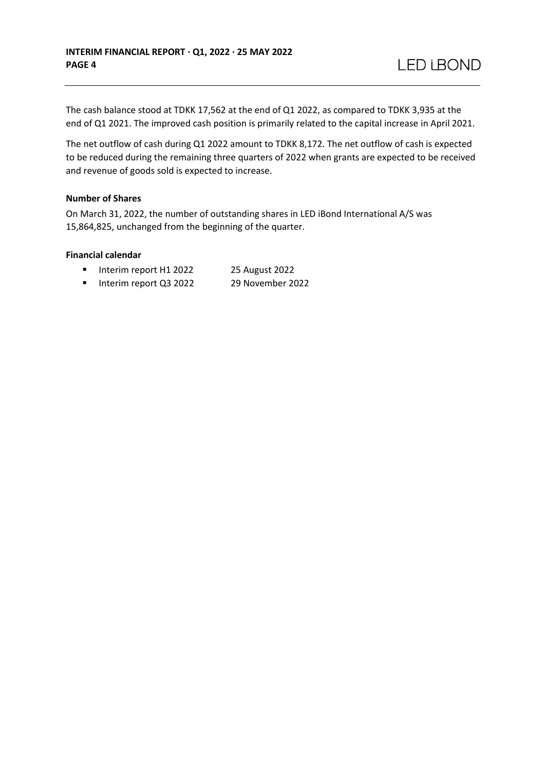The cash balance stood at TDKK 17,562 at the end of Q1 2022, as compared to TDKK 3,935 at the end of Q1 2021. The improved cash position is primarily related to the capital increase in April 2021.

The net outflow of cash during Q1 2022 amount to TDKK 8,172. The net outflow of cash is expected to be reduced during the remaining three quarters of 2022 when grants are expected to be received and revenue of goods sold is expected to increase.

**Number of Shares**

On March 31, 2022, the number of outstanding shares in LED iBond International A/S was 15,864,825, unchanged from the beginning of the quarter.

**Financial calendar**

- Interim report H1 2022 25 August 2022
- Interim report Q3 2022 29 November 2022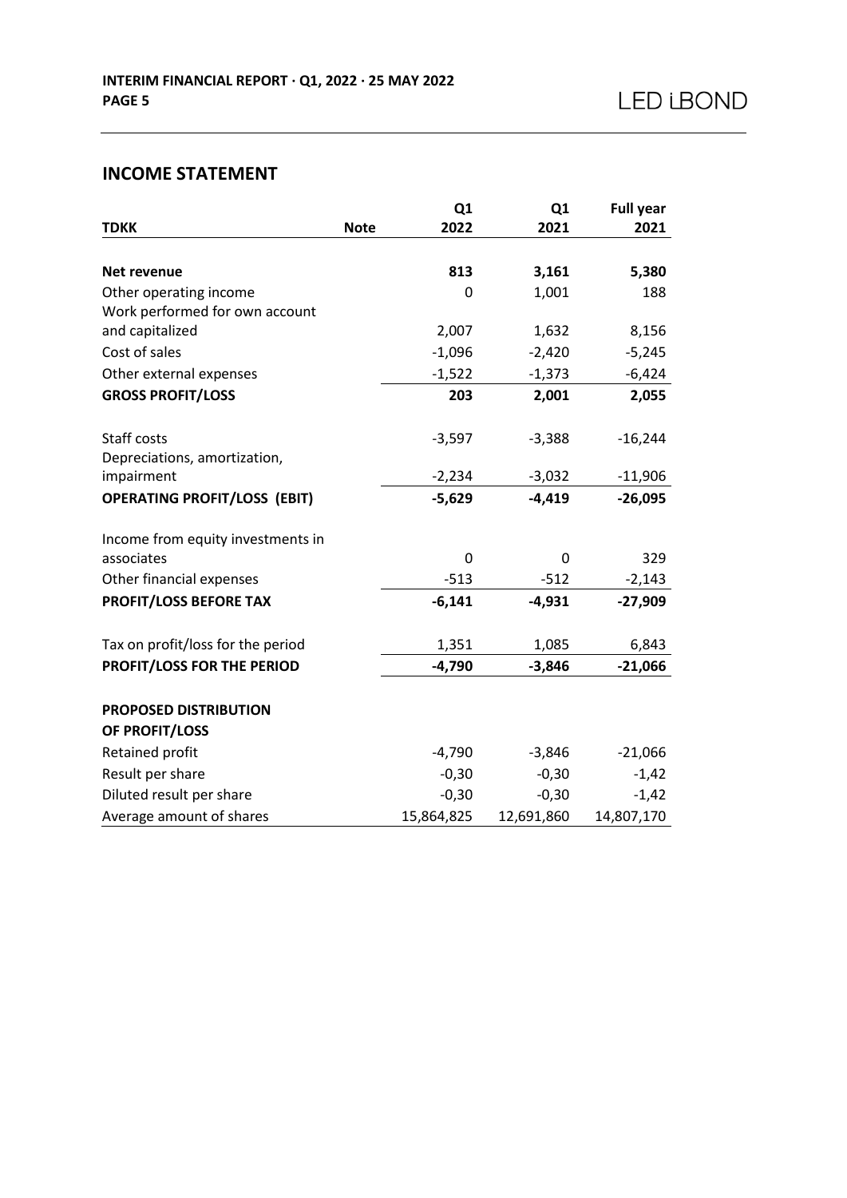## INCOME STATEMENT

| TDKK | Note | Q1 2022 | Q1 2021 | Full year 2021 |
|---|---|---|---|---|
| **Net revenue** | | **813** | **3,161** | **5,380** |
| Other operating income | | 0 | 1,001 | 188 |
| Work performed for own account and capitalized | | 2,007 | 1,632 | 8,156 |
| Cost of sales | | -1,096 | -2,420 | -5,245 |
| Other external expenses | | -1,522 | -1,373 | -6,424 |
| **GROSS PROFIT/LOSS** | | **203** | **2,001** | **2,055** |
| Staff costs | | -3,597 | -3,388 | -16,244 |
| Depreciations, amortization, impairment | | -2,234 | -3,032 | -11,906 |
| **OPERATING PROFIT/LOSS (EBIT)** | | **-5,629** | **-4,419** | **-26,095** |
| Income from equity investments in associates | | 0 | 0 | 329 |
| Other financial expenses | | -513 | -512 | -2,143 |
| **PROFIT/LOSS BEFORE TAX** | | **-6,141** | **-4,931** | **-27,909** |
| Tax on profit/loss for the period | | 1,351 | 1,085 | 6,843 |
| **PROFIT/LOSS FOR THE PERIOD** | | **-4,790** | **-3,846** | **-21,066** |
| **PROPOSED DISTRIBUTION OF PROFIT/LOSS** | | | | |
| Retained profit | | -4,790 | -3,846 | -21,066 |
| Result per share | | -0,30 | -0,30 | -1,42 |
| Diluted result per share | | -0,30 | -0,30 | -1,42 |
| Average amount of shares | | 15,864,825 | 12,691,860 | 14,807,170 |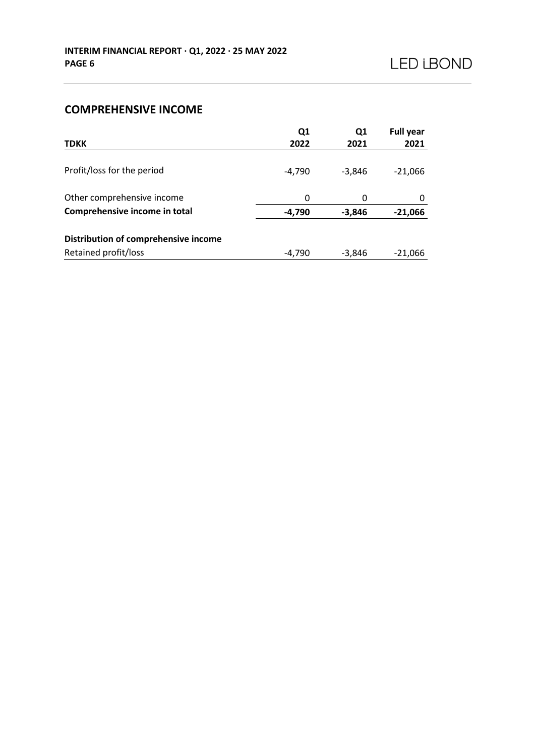## COMPREHENSIVE INCOME

| TDKK | Q1 2022 | Q1 2021 | Full year 2021 |
|---|---|---|---|
| Profit/loss for the period | -4,790 | -3,846 | -21,066 |
| Other comprehensive income | 0 | 0 | 0 |
| **Comprehensive income in total** | **-4,790** | **-3,846** | **-21,066** |
| **Distribution of comprehensive income** | | | |
| Retained profit/loss | -4,790 | -3,846 | -21,066 |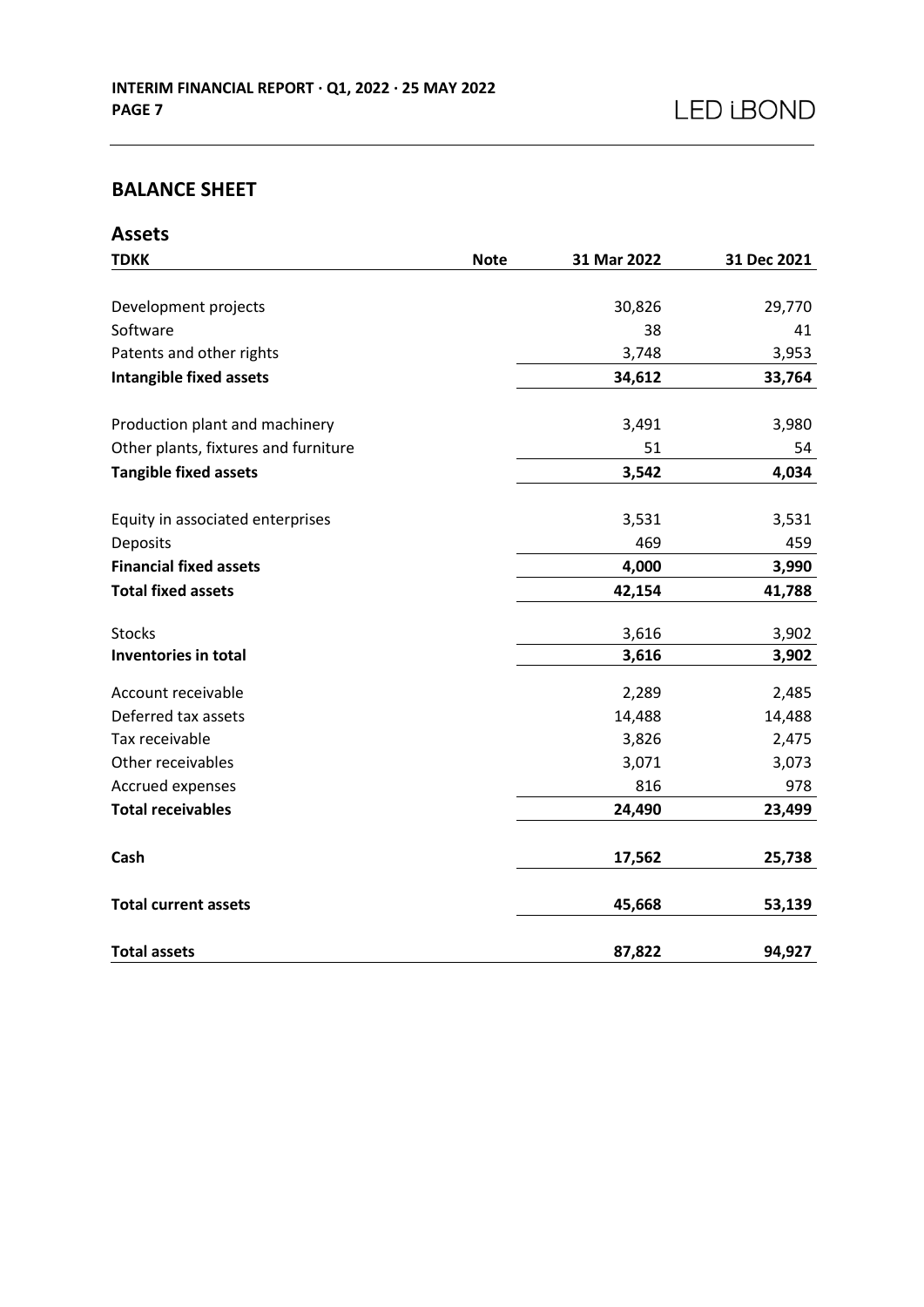## BALANCE SHEET

### Assets

| TDKK | Note | 31 Mar 2022 | 31 Dec 2021 |
|---|---|---|---|
| Development projects | | 30,826 | 29,770 |
| Software | | 38 | 41 |
| Patents and other rights | | 3,748 | 3,953 |
| **Intangible fixed assets** | | **34,612** | **33,764** |
| Production plant and machinery | | 3,491 | 3,980 |
| Other plants, fixtures and furniture | | 51 | 54 |
| **Tangible fixed assets** | | **3,542** | **4,034** |
| Equity in associated enterprises | | 3,531 | 3,531 |
| Deposits | | 469 | 459 |
| **Financial fixed assets** | | **4,000** | **3,990** |
| **Total fixed assets** | | **42,154** | **41,788** |
| Stocks | | 3,616 | 3,902 |
| **Inventories in total** | | **3,616** | **3,902** |
| Account receivable | | 2,289 | 2,485 |
| Deferred tax assets | | 14,488 | 14,488 |
| Tax receivable | | 3,826 | 2,475 |
| Other receivables | | 3,071 | 3,073 |
| Accrued expenses | | 816 | 978 |
| **Total receivables** | | **24,490** | **23,499** |
| **Cash** | | **17,562** | **25,738** |
| **Total current assets** | | **45,668** | **53,139** |
| **Total assets** | | **87,822** | **94,927** |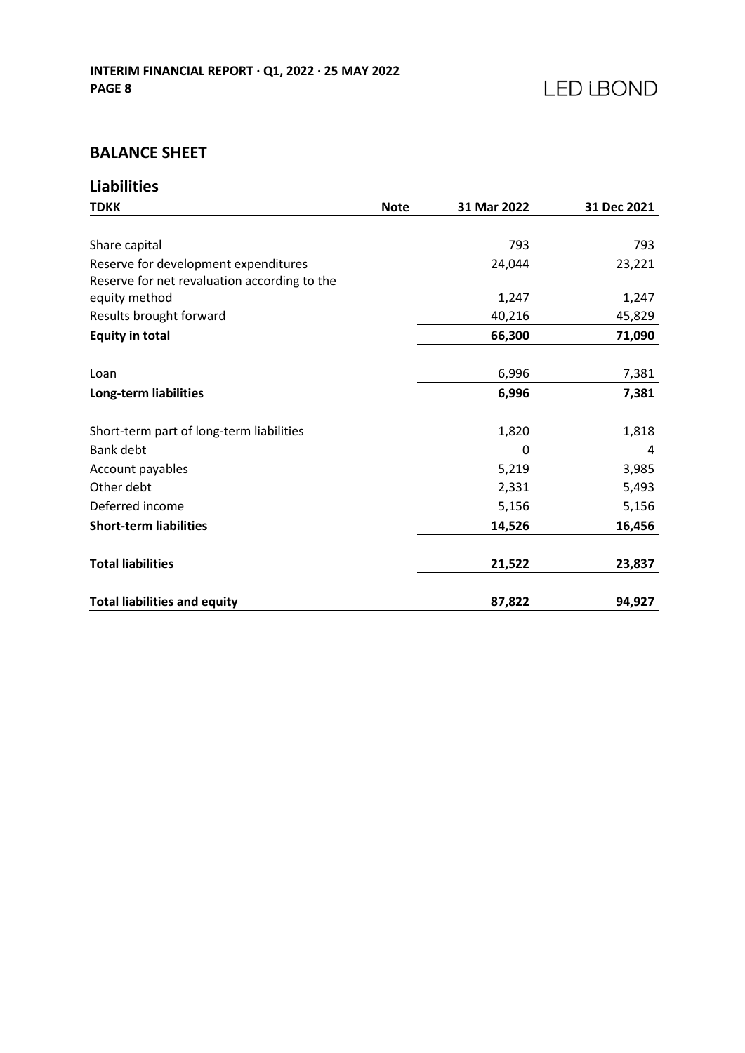## BALANCE SHEET

### Liabilities

| TDKK | Note | 31 Mar 2022 | 31 Dec 2021 |
|---|---|---|---|
| Share capital | | 793 | 793 |
| Reserve for development expenditures | | 24,044 | 23,221 |
| Reserve for net revaluation according to the equity method | | 1,247 | 1,247 |
| Results brought forward | | 40,216 | 45,829 |
| **Equity in total** | | **66,300** | **71,090** |
| Loan | | 6,996 | 7,381 |
| **Long-term liabilities** | | **6,996** | **7,381** |
| Short-term part of long-term liabilities | | 1,820 | 1,818 |
| Bank debt | | 0 | 4 |
| Account payables | | 5,219 | 3,985 |
| Other debt | | 2,331 | 5,493 |
| Deferred income | | 5,156 | 5,156 |
| **Short-term liabilities** | | **14,526** | **16,456** |
| **Total liabilities** | | **21,522** | **23,837** |
| **Total liabilities and equity** | | **87,822** | **94,927** |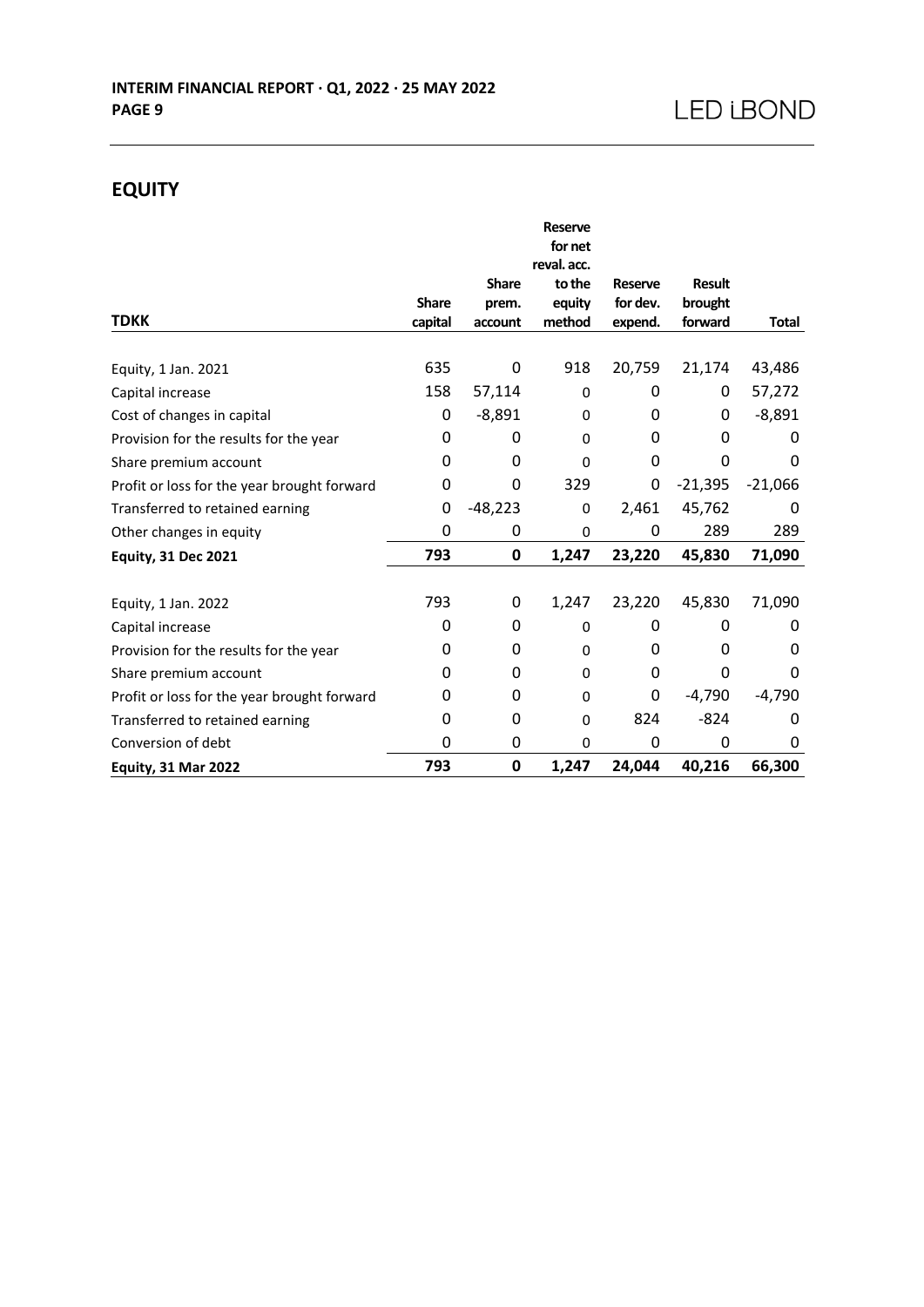## EQUITY

| TDKK | Share capital | Share prem. account | Reserve for net reval. acc. to the equity method | Reserve for dev. expend. | Result brought forward | Total |
|---|---|---|---|---|---|---|
| Equity, 1 Jan. 2021 | 635 | 0 | 918 | 20,759 | 21,174 | 43,486 |
| Capital increase | 158 | 57,114 | 0 | 0 | 0 | 57,272 |
| Cost of changes in capital | 0 | -8,891 | 0 | 0 | 0 | -8,891 |
| Provision for the results for the year | 0 | 0 | 0 | 0 | 0 | 0 |
| Share premium account | 0 | 0 | 0 | 0 | 0 | 0 |
| Profit or loss for the year brought forward | 0 | 0 | 329 | 0 | -21,395 | -21,066 |
| Transferred to retained earning | 0 | -48,223 | 0 | 2,461 | 45,762 | 0 |
| Other changes in equity | 0 | 0 | 0 | 0 | 289 | 289 |
| **Equity, 31 Dec 2021** | **793** | **0** | **1,247** | **23,220** | **45,830** | **71,090** |
| | | | | | | |
| Equity, 1 Jan. 2022 | 793 | 0 | 1,247 | 23,220 | 45,830 | 71,090 |
| Capital increase | 0 | 0 | 0 | 0 | 0 | 0 |
| Provision for the results for the year | 0 | 0 | 0 | 0 | 0 | 0 |
| Share premium account | 0 | 0 | 0 | 0 | 0 | 0 |
| Profit or loss for the year brought forward | 0 | 0 | 0 | 0 | -4,790 | -4,790 |
| Transferred to retained earning | 0 | 0 | 0 | 824 | -824 | 0 |
| Conversion of debt | 0 | 0 | 0 | 0 | 0 | 0 |
| **Equity, 31 Mar 2022** | **793** | **0** | **1,247** | **24,044** | **40,216** | **66,300** |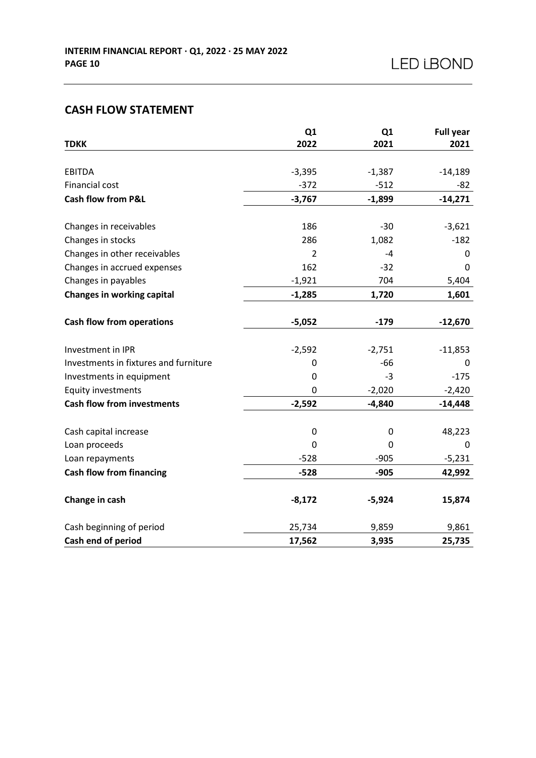## CASH FLOW STATEMENT

| TDKK | Q1 2022 | Q1 2021 | Full year 2021 |
|---|---|---|---|
| EBITDA | -3,395 | -1,387 | -14,189 |
| Financial cost | -372 | -512 | -82 |
| **Cash flow from P&L** | **-3,767** | **-1,899** | **-14,271** |
| Changes in receivables | 186 | -30 | -3,621 |
| Changes in stocks | 286 | 1,082 | -182 |
| Changes in other receivables | 2 | -4 | 0 |
| Changes in accrued expenses | 162 | -32 | 0 |
| Changes in payables | -1,921 | 704 | 5,404 |
| **Changes in working capital** | **-1,285** | **1,720** | **1,601** |
| **Cash flow from operations** | **-5,052** | **-179** | **-12,670** |
| Investment in IPR | -2,592 | -2,751 | -11,853 |
| Investments in fixtures and furniture | 0 | -66 | 0 |
| Investments in equipment | 0 | -3 | -175 |
| Equity investments | 0 | -2,020 | -2,420 |
| **Cash flow from investments** | **-2,592** | **-4,840** | **-14,448** |
| Cash capital increase | 0 | 0 | 48,223 |
| Loan proceeds | 0 | 0 | 0 |
| Loan repayments | -528 | -905 | -5,231 |
| **Cash flow from financing** | **-528** | **-905** | **42,992** |
| **Change in cash** | **-8,172** | **-5,924** | **15,874** |
| Cash beginning of period | 25,734 | 9,859 | 9,861 |
| **Cash end of period** | **17,562** | **3,935** | **25,735** |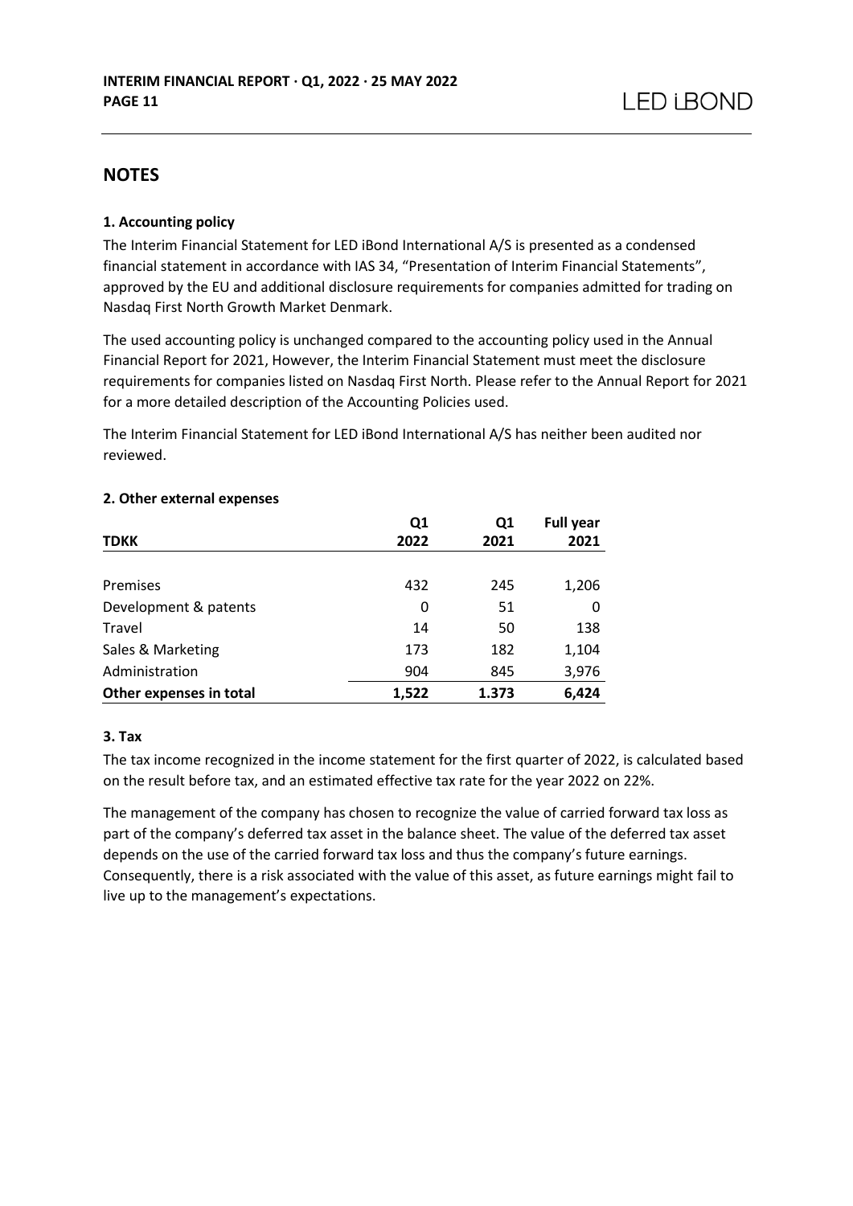## NOTES

### 1. Accounting policy

The Interim Financial Statement for LED iBond International A/S is presented as a condensed financial statement in accordance with IAS 34, "Presentation of Interim Financial Statements", approved by the EU and additional disclosure requirements for companies admitted for trading on Nasdaq First North Growth Market Denmark.

The used accounting policy is unchanged compared to the accounting policy used in the Annual Financial Report for 2021, However, the Interim Financial Statement must meet the disclosure requirements for companies listed on Nasdaq First North. Please refer to the Annual Report for 2021 for a more detailed description of the Accounting Policies used.

The Interim Financial Statement for LED iBond International A/S has neither been audited nor reviewed.

### 2. Other external expenses

| TDKK | Q1 2022 | Q1 2021 | Full year 2021 |
|---|---|---|---|
| Premises | 432 | 245 | 1,206 |
| Development & patents | 0 | 51 | 0 |
| Travel | 14 | 50 | 138 |
| Sales & Marketing | 173 | 182 | 1,104 |
| Administration | 904 | 845 | 3,976 |
| **Other expenses in total** | **1,522** | **1.373** | **6,424** |

### 3. Tax

The tax income recognized in the income statement for the first quarter of 2022, is calculated based on the result before tax, and an estimated effective tax rate for the year 2022 on 22%.

The management of the company has chosen to recognize the value of carried forward tax loss as part of the company's deferred tax asset in the balance sheet. The value of the deferred tax asset depends on the use of the carried forward tax loss and thus the company's future earnings. Consequently, there is a risk associated with the value of this asset, as future earnings might fail to live up to the management's expectations.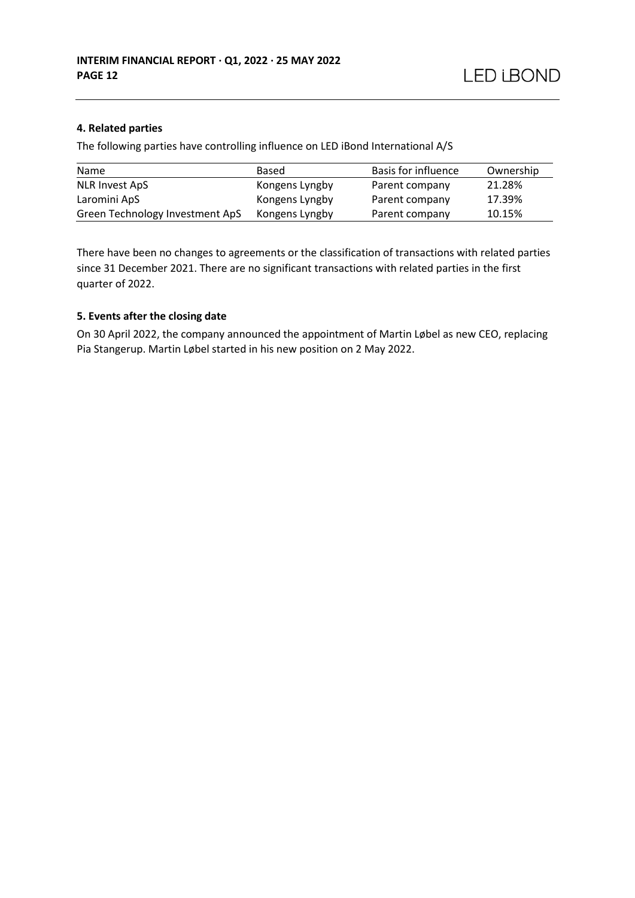### 4. Related parties

The following parties have controlling influence on LED iBond International A/S

| Name | Based | Basis for influence | Ownership |
|---|---|---|---|
| NLR Invest ApS | Kongens Lyngby | Parent company | 21.28% |
| Laromini ApS | Kongens Lyngby | Parent company | 17.39% |
| Green Technology Investment ApS | Kongens Lyngby | Parent company | 10.15% |

There have been no changes to agreements or the classification of transactions with related parties since 31 December 2021. There are no significant transactions with related parties in the first quarter of 2022.

### 5. Events after the closing date

On 30 April 2022, the company announced the appointment of Martin Løbel as new CEO, replacing Pia Stangerup. Martin Løbel started in his new position on 2 May 2022.